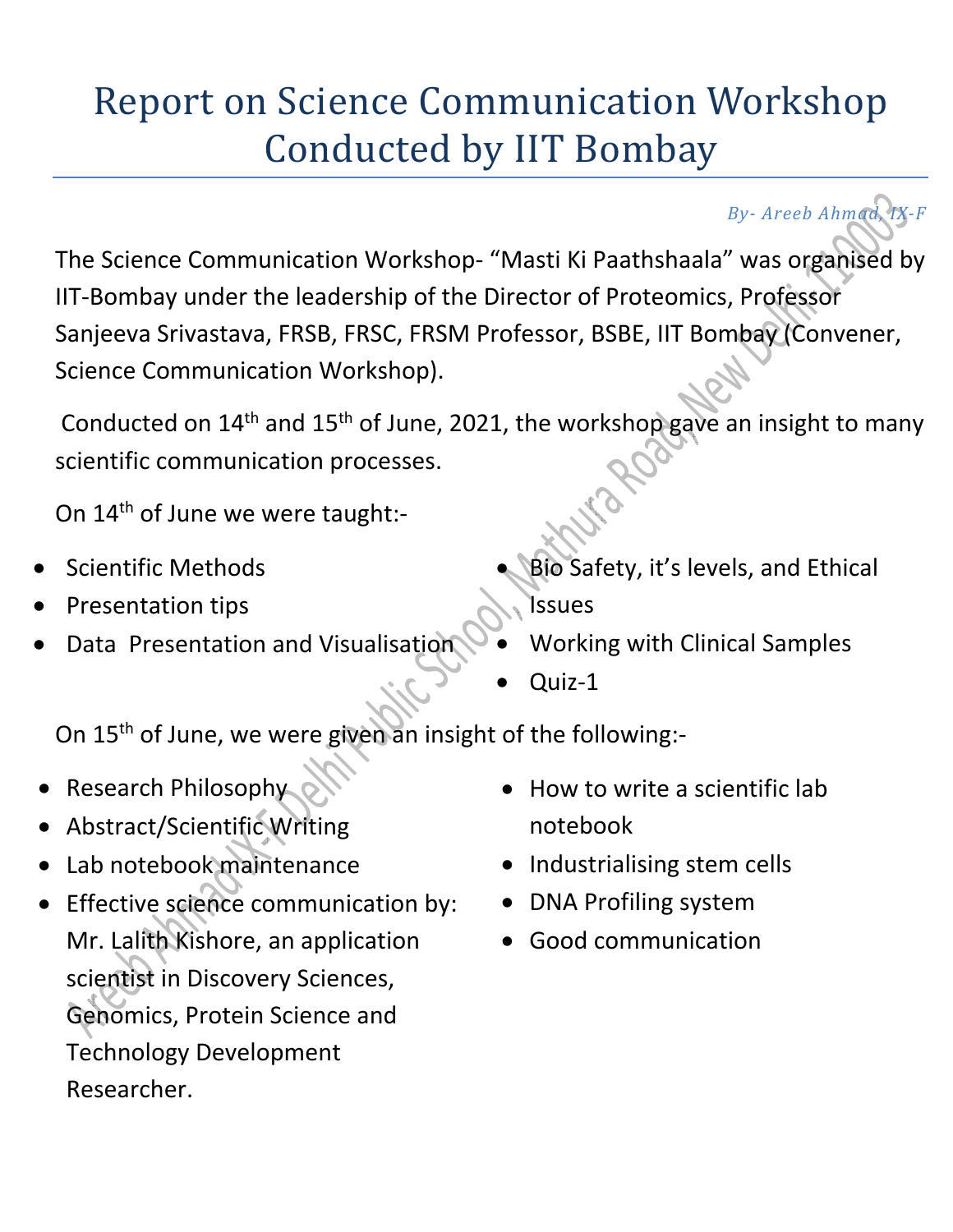# Report on Science Communication Workshop Conducted by IIT Bombay

*By- Areeb Ahmad, IX-F*

The Science Communication Workshop- "Masti Ki Paathshaala" was organised by IIT-Bombay under the leadership of the Director of Proteomics, Professor Sanjeeva Srivastava, FRSB, FRSC, FRSM Professor, BSBE, IIT Bombay (Convener, Science Communication Workshop).

Conducted on 14th and 15th of June, 2021, the workshop gave an insight to many scientific communication processes.

On 14th of June we were taught:-

- Scientific Methods
- Presentation tips
- Data Presentation and Visualisation
- Bio Safety, it's levels, and Ethical Issues
- Working with Clinical Samples
- Quiz-1

On 15th of June, we were given an insight of the following:-

- Research Philosophy
- Abstract/Scientific Writing
- Lab notebook maintenance
- Effective science communication by: Mr. Lalith Kishore, an application scientist in Discovery Sciences, Genomics, Protein Science and Technology Development Researcher.
- How to write a scientific lab notebook
- Industrialising stem cells
- DNA Profiling system
- Good communication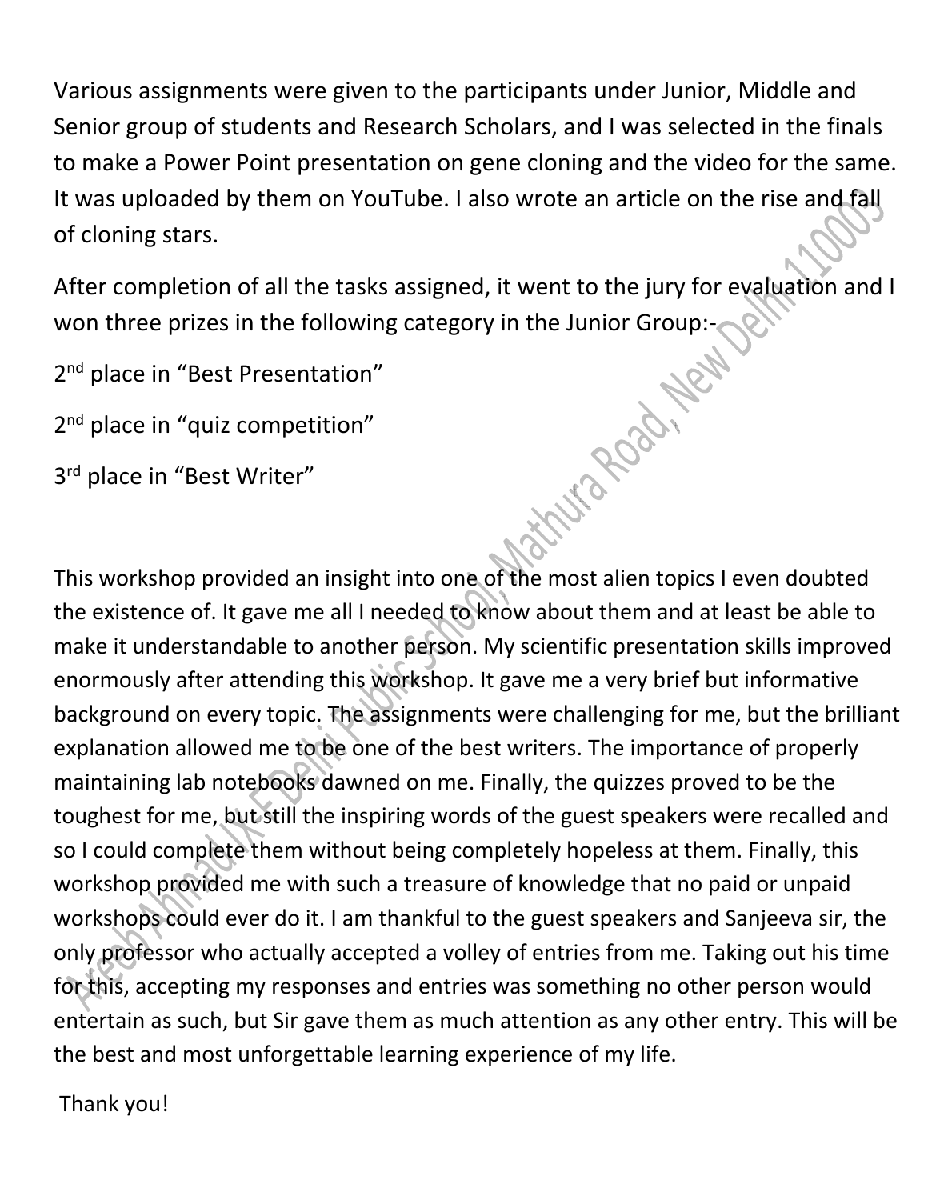Various assignments were given to the participants under Junior, Middle and Senior group of students and Research Scholars, and I was selected in the finals to make a Power Point presentation on gene cloning and the video for the same. It was uploaded by them on YouTube. I also wrote an article on the rise and fall of cloning stars.

After completion of all the tasks assigned, it went to the jury for evaluation and I won three prizes in the following category in the Junior Group:-

2nd place in "Best Presentation"

2nd place in "quiz competition"

3rd place in "Best Writer"

This workshop provided an insight into one of the most alien topics I even doubted the existence of. It gave me all I needed to know about them and at least be able to make it understandable to another person. My scientific presentation skills improved enormously after attending this workshop. It gave me a very brief but informative background on every topic. The assignments were challenging for me, but the brilliant explanation allowed me to be one of the best writers. The importance of properly maintaining lab notebooks dawned on me. Finally, the quizzes proved to be the toughest for me, but still the inspiring words of the guest speakers were recalled and so I could complete them without being completely hopeless at them. Finally, this workshop provided me with such a treasure of knowledge that no paid or unpaid workshops could ever do it. I am thankful to the guest speakers and Sanjeeva sir, the only professor who actually accepted a volley of entries from me. Taking out his time for this, accepting my responses and entries was something no other person would entertain as such, but Sir gave them as much attention as any other entry. This will be the best and most unforgettable learning experience of my life.

Thank you!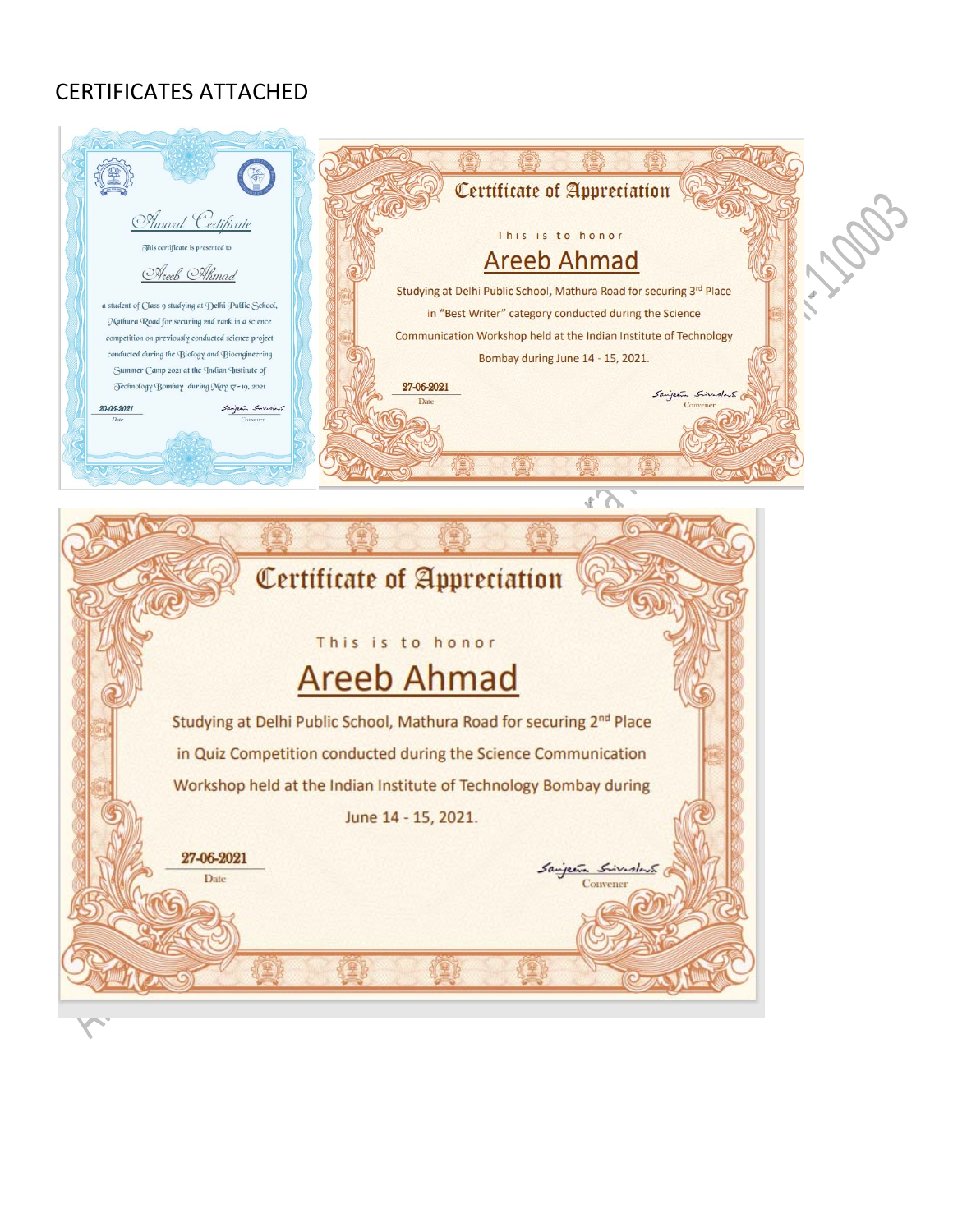# CERTIFICATES ATTACHED

## Award Certificate

This certificate is presented to

**Areeb Ahmad**

a student of Class 9 studying at Delhi Public School, Mathura Road for securing 2nd rank in a science competition on previously conducted science project conducted during the Biology and Bioengineering Summer Camp 2021 at the Indian Institute of Technology Bombay during May 17 - 19, 2021

20-05-2021
Date

Convener

## Certificate of Appreciation

This is to honor

**Areeb Ahmad**

Studying at Delhi Public School, Mathura Road for securing 3rd Place in "Best Writer" category conducted during the Science Communication Workshop held at the Indian Institute of Technology Bombay during June 14 - 15, 2021.

27-06-2021
Date

Convener

## Certificate of Appreciation

This is to honor

**Areeb Ahmad**

Studying at Delhi Public School, Mathura Road for securing 2nd Place in Quiz Competition conducted during the Science Communication Workshop held at the Indian Institute of Technology Bombay during June 14 - 15, 2021.

27-06-2021
Date

Convener